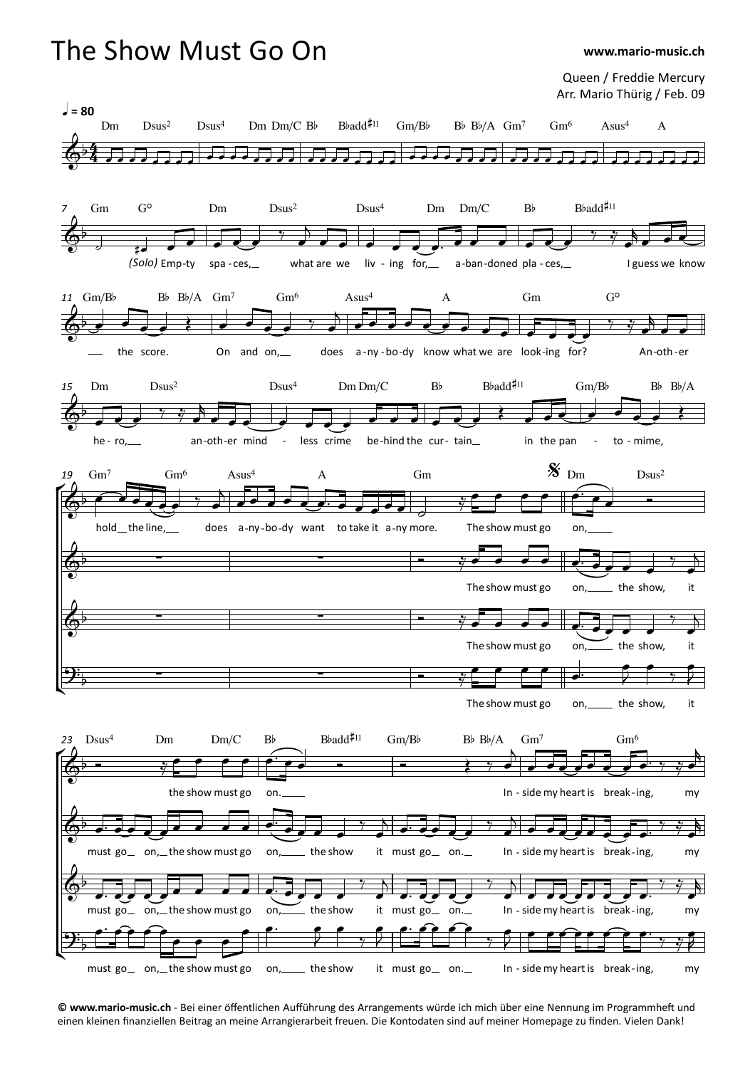# The Show Must Go On

www.mario-music.ch

Queen / Freddie Mercury
Arr. Mario Thürig / Feb. 09

♩ = 80

Dm Dsus2 Dsus4 Dm Dm/C B♭ B♭add♯11 Gm/B♭ B♭ B♭/A Gm7 Gm6 Asus4 A

Gm G° Dm Dsus2 Dsus4 Dm Dm/C B♭ B♭add♯11

*(Solo)* Emp-ty spa-ces, what are we liv-ing for, a-ban-doned pla-ces, I guess we know

Gm/B♭ B♭ B♭/A Gm7 Gm6 Asus4 A Gm G°

the score. On and on, does a-ny-bo-dy know what we are look-ing for? An-oth-er

Dm Dsus2 Dsus4 Dm Dm/C B♭ B♭add♯11 Gm/B♭ B♭ B♭/A

he-ro, an-oth-er mind-less crime be-hind the cur-tain in the pan-to-mime,

Gm7 Gm6 Asus4 A Gm Dm Dsus2

hold the line, does a-ny-bo-dy want to take it a-ny more. The show must go on,

The show must go on, the show, it

Dsus4 Dm Dm/C B♭ B♭add♯11 Gm/B♭ B♭ B♭/A Gm7 Gm6

the show must go on. In-side my heart is break-ing, my

must go on, the show must go on, the show it must go on. In-side my heart is break-ing, my

© www.mario-music.ch - Bei einer öffentlichen Aufführung des Arrangements würde ich mich über eine Nennung im Programmheft und einen kleinen finanziellen Beitrag an meine Arrangierarbeit freuen. Die Kontodaten sind auf meiner Homepage zu finden. Vielen Dank!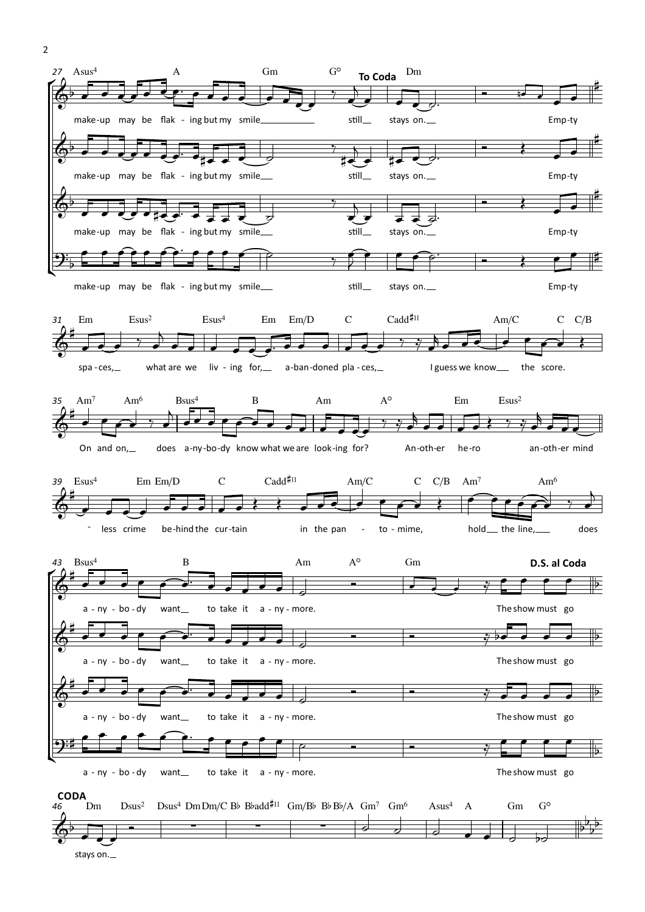27 Asus4 A Gm G° **To Coda** Dm

make-up may be flak - ing but my smile still stays on. Emp-ty

make-up may be flak - ing but my smile still stays on. Emp-ty

make-up may be flak - ing but my smile still stays on. Emp-ty

make-up may be flak - ing but my smile still stays on. Emp-ty

31 Em Esus2 Esus4 Em Em/D C Cadd♯11 Am/C C C/B

spa - ces, what are we liv - ing for, a-ban-doned pla - ces, I guess we know the score.

35 Am7 Am6 Bsus4 B Am A° Em Esus2

On and on, does a-ny-bo-dy know what we are look-ing for? An-oth-er he-ro an-oth-er mind

39 Esus4 Em Em/D C Cadd♯11 Am/C C C/B Am7 Am6

- less crime be-hind the cur-tain in the pan - to - mime, hold the line, does

43 Bsus4 B Am A° Gm **D.S. al Coda**

a - ny - bo - dy want to take it a - ny - more. The show must go

a - ny - bo - dy want to take it a - ny - more. The show must go

a - ny - bo - dy want to take it a - ny - more. The show must go

a - ny - bo - dy want to take it a - ny - more. The show must go

**CODA**

46 Dm Dsus2 Dsus4 Dm Dm/C B♭ B♭add♯11 Gm/B♭ B♭ B♭/A Gm7 Gm6 Asus4 A Gm G°

stays on.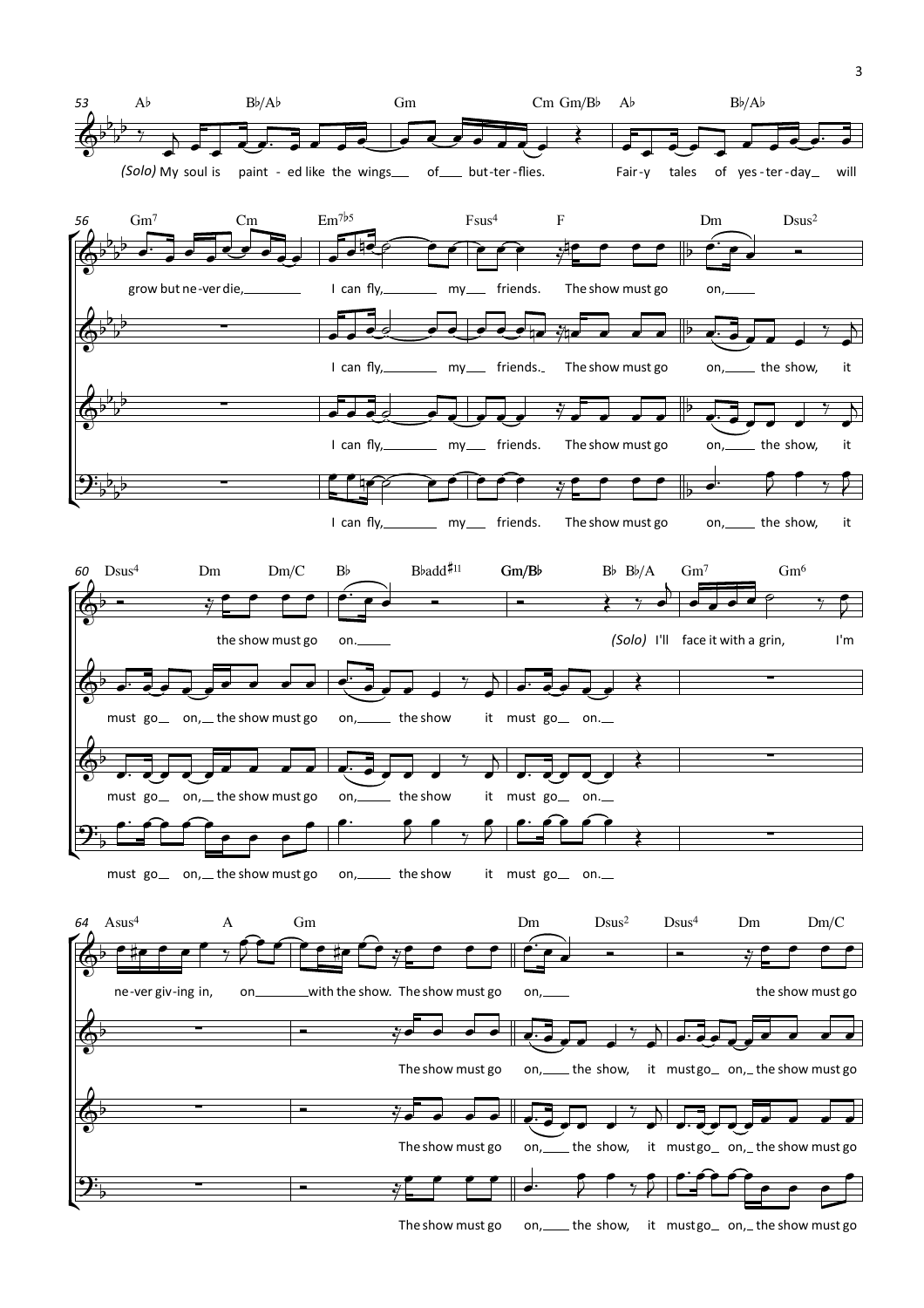53 A♭ B♭/A♭ Gm Cm Gm/B♭ A♭ B♭/A♭

*(Solo)* My soul is paint - ed like the wings\_\_ of\_\_ but-ter-flies. Fair-y tales of yes-ter-day\_ will

56 Gm7 Cm Em7♭5 Fsus4 F Dm Dsus2

grow but ne-ver die,\_\_\_\_ I can fly,\_\_\_\_ my\_\_ friends. The show must go on,\_\_\_\_

I can fly,\_\_\_\_ my\_\_ friends.\_ The show must go on,\_\_\_\_ the show, it

I can fly,\_\_\_\_ my\_\_ friends. The show must go on,\_\_\_\_ the show, it

I can fly,\_\_\_\_ my\_\_ friends. The show must go on,\_\_\_\_ the show, it

60 Dsus4 Dm Dm/C B♭ B♭add♯11 **Gm/B♭** B♭ B♭/A Gm7 Gm6

the show must go on.\_\_\_\_ *(Solo)* I'll face it with a grin, I'm

must go\_ on,\_ the show must go on,\_\_\_\_ the show it must go\_ on.\_\_

must go\_ on,\_ the show must go on,\_\_\_\_ the show it must go\_ on.\_\_

must go\_ on,\_ the show must go on,\_\_\_\_ the show it must go\_ on.\_\_

64 Asus4 A Gm Dm Dsus2 Dsus4 Dm Dm/C

ne-ver giv-ing in, on\_\_\_\_with the show. The show must go on,\_\_\_\_ the show must go

The show must go on,\_\_\_\_ the show, it must go\_ on,\_ the show must go

The show must go on,\_\_\_\_ the show, it must go\_ on,\_ the show must go

The show must go on,\_\_\_\_ the show, it must go\_ on,\_ the show must go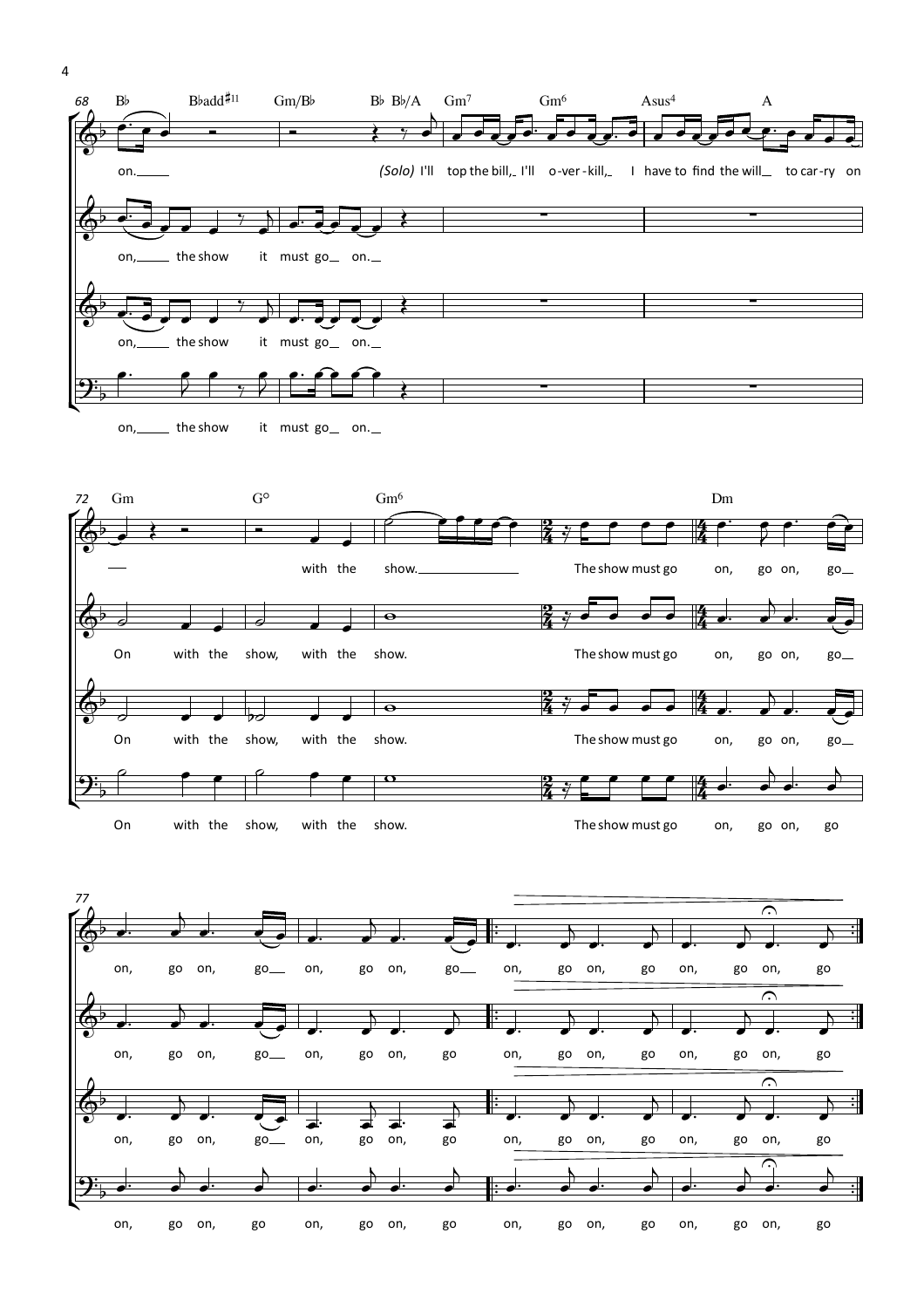68 B♭ B♭add♯11 Gm/B♭ B♭ B♭/A Gm7 Gm6 Asus4 A

on. *(Solo)* I'll top the bill, I'll o-ver-kill, I have to find the will to car-ry on

on, the show it must go on.

on, the show it must go on.

on, the show it must go on.

72 Gm G° Gm6 Dm

with the show. The show must go on, go on, go

On with the show, with the show. The show must go on, go on, go

On with the show, with the show. The show must go on, go on, go

On with the show, with the show. The show must go on, go on, go

77

on, go on, go on, go on, go on, go on, go on, go on, go

on, go on, go on, go on, go on, go on, go on, go

on, go on, go on, go on, go on, go on, go on, go

on, go on, go on, go on, go on, go on, go on, go